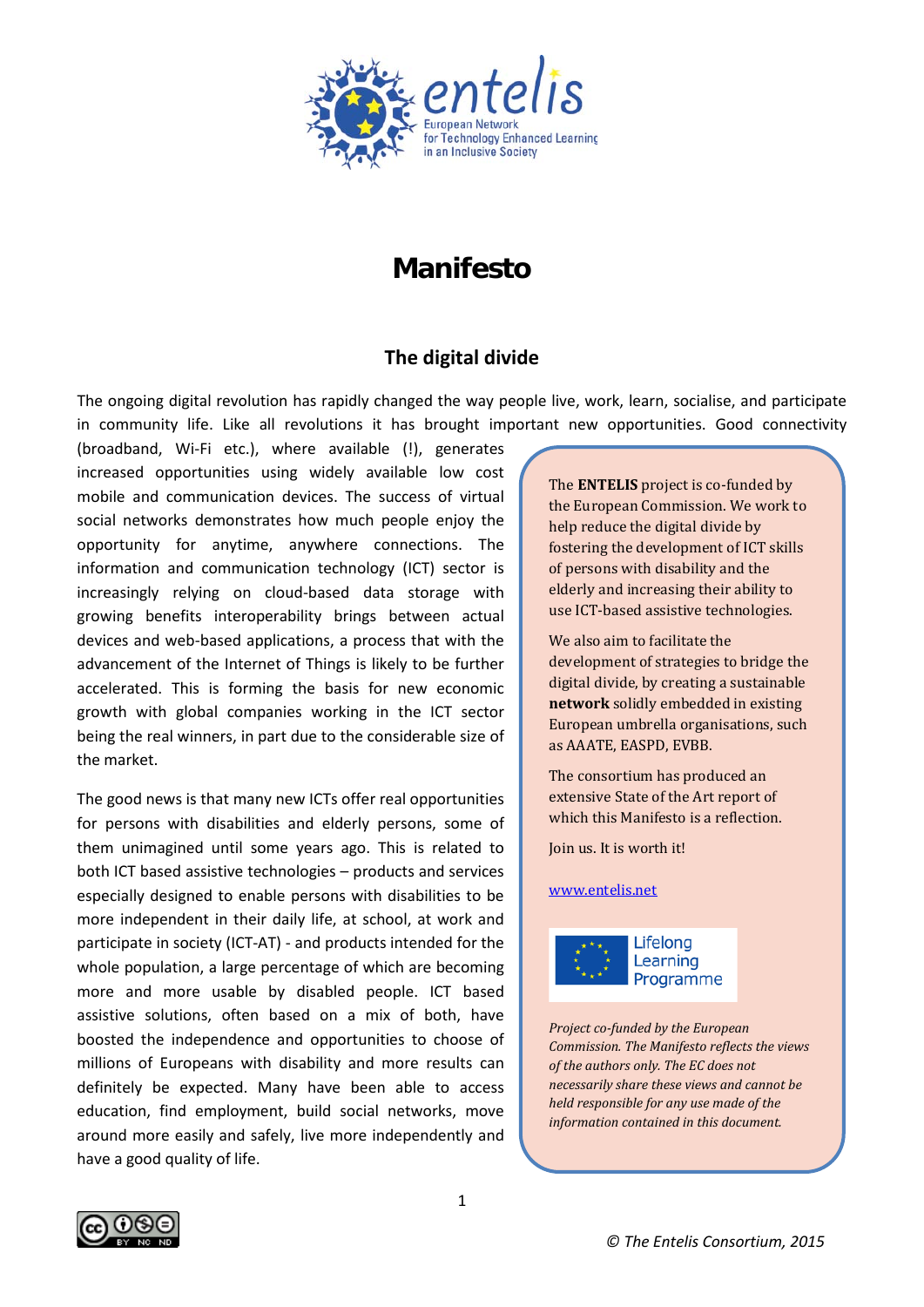entelis
European Network
for Technology Enhanced Learning
in an Inclusive Society

# Manifesto

## The digital divide

The ongoing digital revolution has rapidly changed the way people live, work, learn, socialise, and participate in community life. Like all revolutions it has brought important new opportunities. Good connectivity (broadband, Wi-Fi etc.), where available (!), generates increased opportunities using widely available low cost mobile and communication devices. The success of virtual social networks demonstrates how much people enjoy the opportunity for anytime, anywhere connections. The information and communication technology (ICT) sector is increasingly relying on cloud-based data storage with growing benefits interoperability brings between actual devices and web-based applications, a process that with the advancement of the Internet of Things is likely to be further accelerated. This is forming the basis for new economic growth with global companies working in the ICT sector being the real winners, in part due to the considerable size of the market.

The good news is that many new ICTs offer real opportunities for persons with disabilities and elderly persons, some of them unimagined until some years ago. This is related to both ICT based assistive technologies – products and services especially designed to enable persons with disabilities to be more independent in their daily life, at school, at work and participate in society (ICT-AT) - and products intended for the whole population, a large percentage of which are becoming more and more usable by disabled people. ICT based assistive solutions, often based on a mix of both, have boosted the independence and opportunities to choose of millions of Europeans with disability and more results can definitely be expected. Many have been able to access education, find employment, build social networks, move around more easily and safely, live more independently and have a good quality of life.

The **ENTELIS** project is co-funded by the European Commission. We work to help reduce the digital divide by fostering the development of ICT skills of persons with disability and the elderly and increasing their ability to use ICT-based assistive technologies.

We also aim to facilitate the development of strategies to bridge the digital divide, by creating a sustainable **network** solidly embedded in existing European umbrella organisations, such as AAATE, EASPD, EVBB.

The consortium has produced an extensive State of the Art report of which this Manifesto is a reflection.

Join us. It is worth it!

www.entelis.net

Lifelong Learning Programme

*Project co-funded by the European Commission. The Manifesto reflects the views of the authors only. The EC does not necessarily share these views and cannot be held responsible for any use made of the information contained in this document.*

*© The Entelis Consortium, 2015*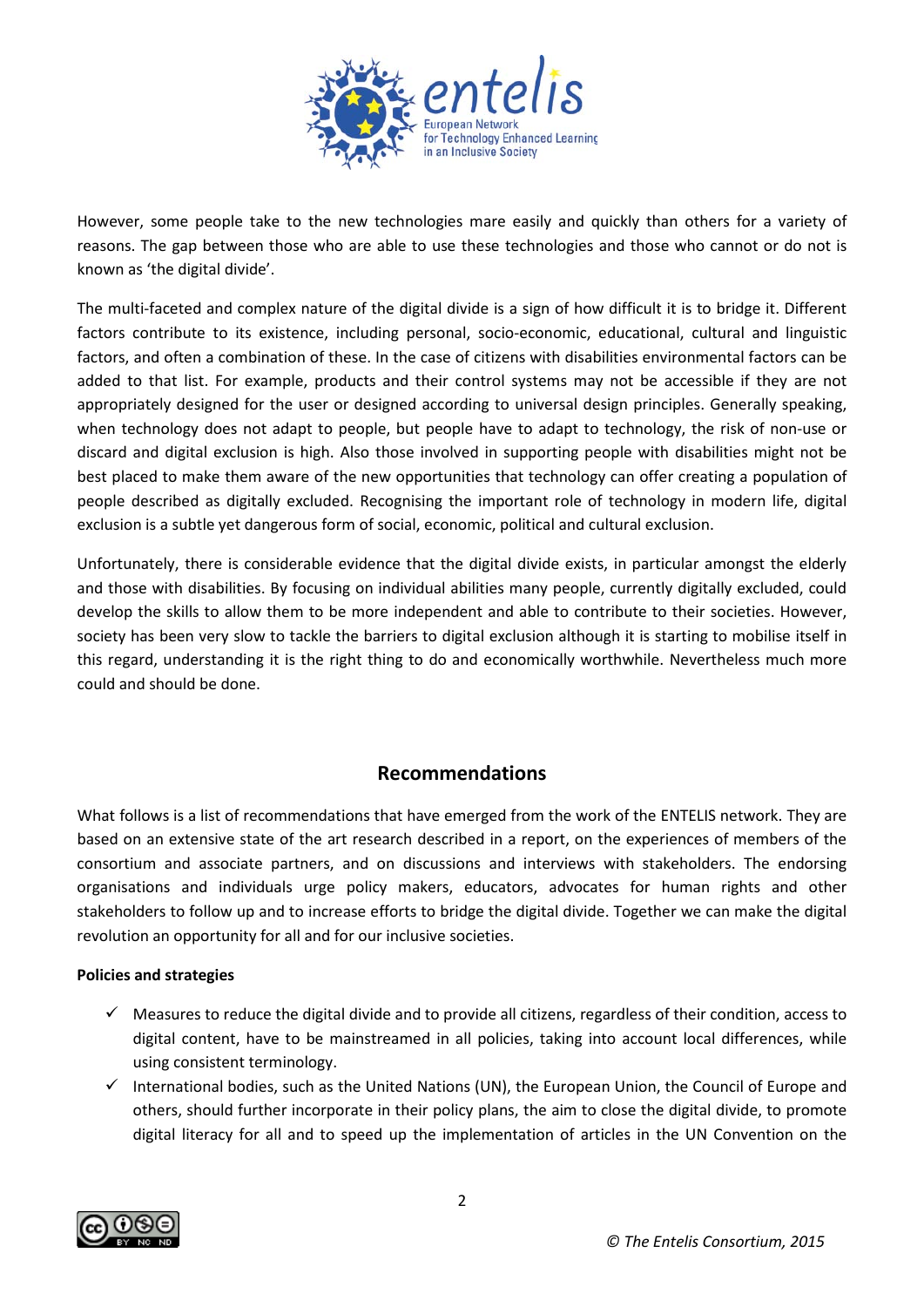However, some people take to the new technologies mare easily and quickly than others for a variety of reasons. The gap between those who are able to use these technologies and those who cannot or do not is known as 'the digital divide'.

The multi-faceted and complex nature of the digital divide is a sign of how difficult it is to bridge it. Different factors contribute to its existence, including personal, socio-economic, educational, cultural and linguistic factors, and often a combination of these. In the case of citizens with disabilities environmental factors can be added to that list. For example, products and their control systems may not be accessible if they are not appropriately designed for the user or designed according to universal design principles. Generally speaking, when technology does not adapt to people, but people have to adapt to technology, the risk of non-use or discard and digital exclusion is high. Also those involved in supporting people with disabilities might not be best placed to make them aware of the new opportunities that technology can offer creating a population of people described as digitally excluded. Recognising the important role of technology in modern life, digital exclusion is a subtle yet dangerous form of social, economic, political and cultural exclusion.

Unfortunately, there is considerable evidence that the digital divide exists, in particular amongst the elderly and those with disabilities. By focusing on individual abilities many people, currently digitally excluded, could develop the skills to allow them to be more independent and able to contribute to their societies. However, society has been very slow to tackle the barriers to digital exclusion although it is starting to mobilise itself in this regard, understanding it is the right thing to do and economically worthwhile. Nevertheless much more could and should be done.

## Recommendations

What follows is a list of recommendations that have emerged from the work of the ENTELIS network. They are based on an extensive state of the art research described in a report, on the experiences of members of the consortium and associate partners, and on discussions and interviews with stakeholders. The endorsing organisations and individuals urge policy makers, educators, advocates for human rights and other stakeholders to follow up and to increase efforts to bridge the digital divide. Together we can make the digital revolution an opportunity for all and for our inclusive societies.

**Policies and strategies**

- ✓ Measures to reduce the digital divide and to provide all citizens, regardless of their condition, access to digital content, have to be mainstreamed in all policies, taking into account local differences, while using consistent terminology.
- ✓ International bodies, such as the United Nations (UN), the European Union, the Council of Europe and others, should further incorporate in their policy plans, the aim to close the digital divide, to promote digital literacy for all and to speed up the implementation of articles in the UN Convention on the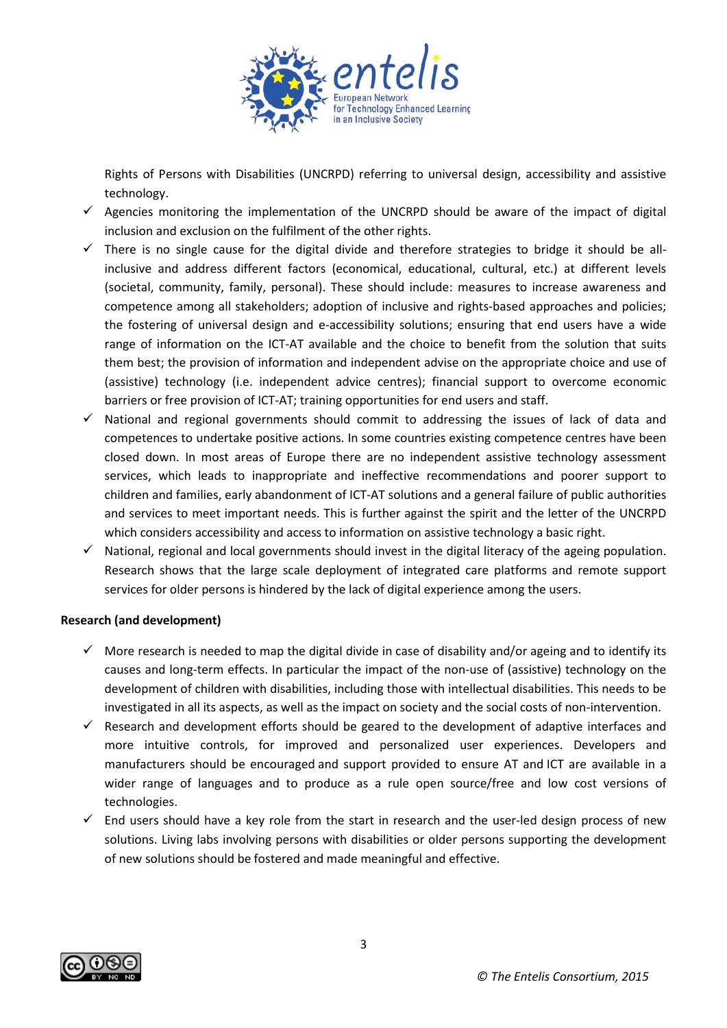Rights of Persons with Disabilities (UNCRPD) referring to universal design, accessibility and assistive technology.

- ✓ Agencies monitoring the implementation of the UNCRPD should be aware of the impact of digital inclusion and exclusion on the fulfilment of the other rights.
- ✓ There is no single cause for the digital divide and therefore strategies to bridge it should be all-inclusive and address different factors (economical, educational, cultural, etc.) at different levels (societal, community, family, personal). These should include: measures to increase awareness and competence among all stakeholders; adoption of inclusive and rights-based approaches and policies; the fostering of universal design and e-accessibility solutions; ensuring that end users have a wide range of information on the ICT-AT available and the choice to benefit from the solution that suits them best; the provision of information and independent advise on the appropriate choice and use of (assistive) technology (i.e. independent advice centres); financial support to overcome economic barriers or free provision of ICT-AT; training opportunities for end users and staff.
- ✓ National and regional governments should commit to addressing the issues of lack of data and competences to undertake positive actions. In some countries existing competence centres have been closed down. In most areas of Europe there are no independent assistive technology assessment services, which leads to inappropriate and ineffective recommendations and poorer support to children and families, early abandonment of ICT-AT solutions and a general failure of public authorities and services to meet important needs. This is further against the spirit and the letter of the UNCRPD which considers accessibility and access to information on assistive technology a basic right.
- ✓ National, regional and local governments should invest in the digital literacy of the ageing population. Research shows that the large scale deployment of integrated care platforms and remote support services for older persons is hindered by the lack of digital experience among the users.

**Research (and development)**

- ✓ More research is needed to map the digital divide in case of disability and/or ageing and to identify its causes and long-term effects. In particular the impact of the non-use of (assistive) technology on the development of children with disabilities, including those with intellectual disabilities. This needs to be investigated in all its aspects, as well as the impact on society and the social costs of non-intervention.
- ✓ Research and development efforts should be geared to the development of adaptive interfaces and more intuitive controls, for improved and personalized user experiences. Developers and manufacturers should be encouraged and support provided to ensure AT and ICT are available in a wider range of languages and to produce as a rule open source/free and low cost versions of technologies.
- ✓ End users should have a key role from the start in research and the user-led design process of new solutions. Living labs involving persons with disabilities or older persons supporting the development of new solutions should be fostered and made meaningful and effective.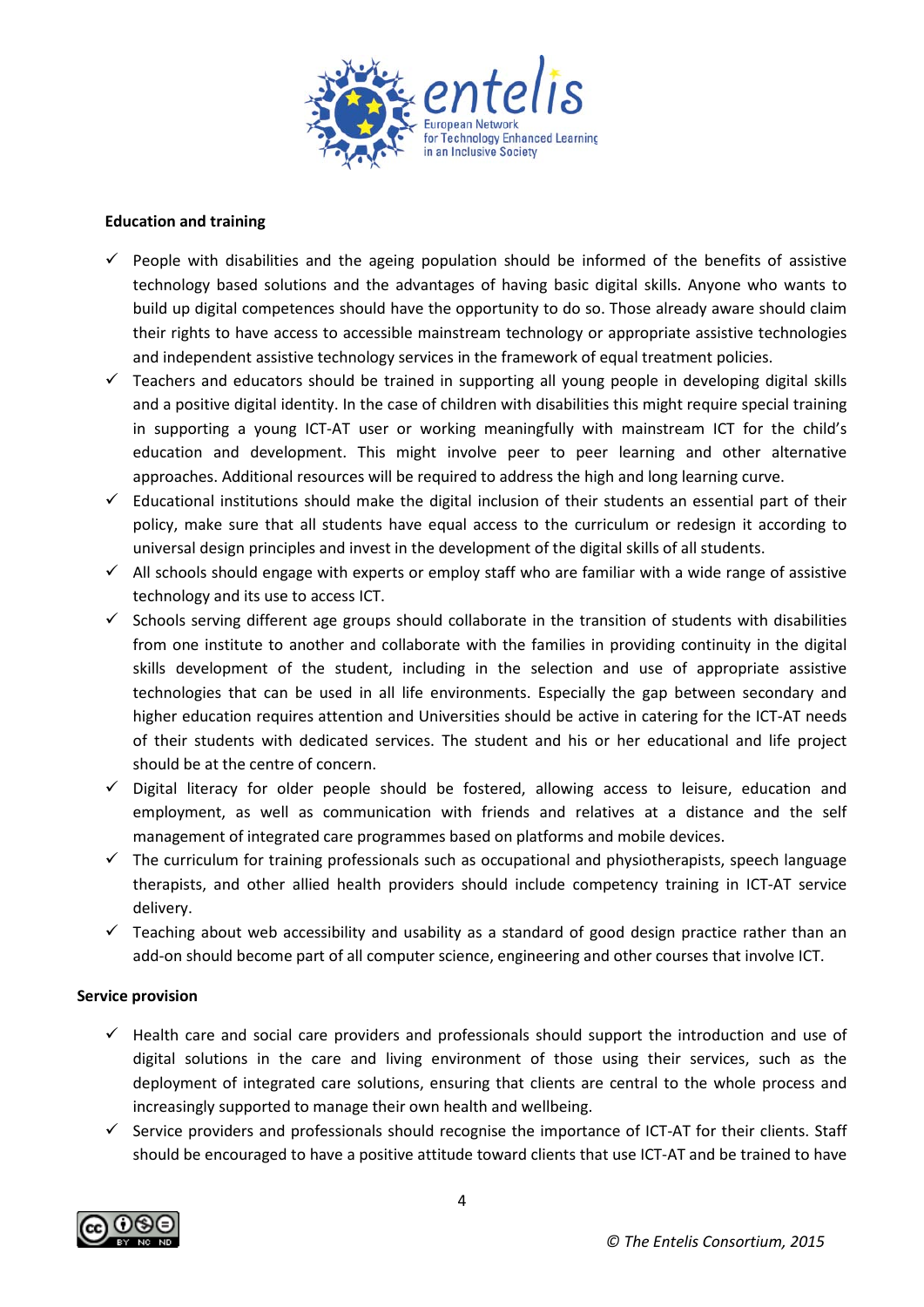**Education and training**

- ✓ People with disabilities and the ageing population should be informed of the benefits of assistive technology based solutions and the advantages of having basic digital skills. Anyone who wants to build up digital competences should have the opportunity to do so. Those already aware should claim their rights to have access to accessible mainstream technology or appropriate assistive technologies and independent assistive technology services in the framework of equal treatment policies.
- ✓ Teachers and educators should be trained in supporting all young people in developing digital skills and a positive digital identity. In the case of children with disabilities this might require special training in supporting a young ICT-AT user or working meaningfully with mainstream ICT for the child's education and development. This might involve peer to peer learning and other alternative approaches. Additional resources will be required to address the high and long learning curve.
- ✓ Educational institutions should make the digital inclusion of their students an essential part of their policy, make sure that all students have equal access to the curriculum or redesign it according to universal design principles and invest in the development of the digital skills of all students.
- ✓ All schools should engage with experts or employ staff who are familiar with a wide range of assistive technology and its use to access ICT.
- ✓ Schools serving different age groups should collaborate in the transition of students with disabilities from one institute to another and collaborate with the families in providing continuity in the digital skills development of the student, including in the selection and use of appropriate assistive technologies that can be used in all life environments. Especially the gap between secondary and higher education requires attention and Universities should be active in catering for the ICT-AT needs of their students with dedicated services. The student and his or her educational and life project should be at the centre of concern.
- ✓ Digital literacy for older people should be fostered, allowing access to leisure, education and employment, as well as communication with friends and relatives at a distance and the self management of integrated care programmes based on platforms and mobile devices.
- ✓ The curriculum for training professionals such as occupational and physiotherapists, speech language therapists, and other allied health providers should include competency training in ICT-AT service delivery.
- ✓ Teaching about web accessibility and usability as a standard of good design practice rather than an add-on should become part of all computer science, engineering and other courses that involve ICT.

**Service provision**

- ✓ Health care and social care providers and professionals should support the introduction and use of digital solutions in the care and living environment of those using their services, such as the deployment of integrated care solutions, ensuring that clients are central to the whole process and increasingly supported to manage their own health and wellbeing.
- ✓ Service providers and professionals should recognise the importance of ICT-AT for their clients. Staff should be encouraged to have a positive attitude toward clients that use ICT-AT and be trained to have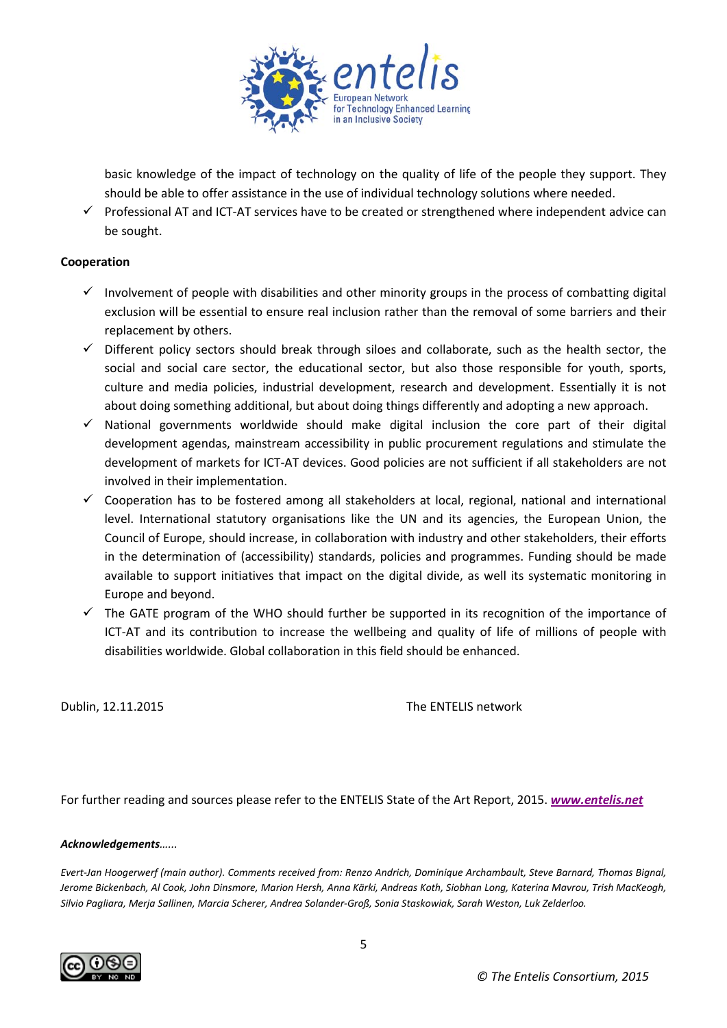basic knowledge of the impact of technology on the quality of life of the people they support. They should be able to offer assistance in the use of individual technology solutions where needed.

- ✓ Professional AT and ICT-AT services have to be created or strengthened where independent advice can be sought.

**Cooperation**

- ✓ Involvement of people with disabilities and other minority groups in the process of combatting digital exclusion will be essential to ensure real inclusion rather than the removal of some barriers and their replacement by others.
- ✓ Different policy sectors should break through siloes and collaborate, such as the health sector, the social and social care sector, the educational sector, but also those responsible for youth, sports, culture and media policies, industrial development, research and development. Essentially it is not about doing something additional, but about doing things differently and adopting a new approach.
- ✓ National governments worldwide should make digital inclusion the core part of their digital development agendas, mainstream accessibility in public procurement regulations and stimulate the development of markets for ICT-AT devices. Good policies are not sufficient if all stakeholders are not involved in their implementation.
- ✓ Cooperation has to be fostered among all stakeholders at local, regional, national and international level. International statutory organisations like the UN and its agencies, the European Union, the Council of Europe, should increase, in collaboration with industry and other stakeholders, their efforts in the determination of (accessibility) standards, policies and programmes. Funding should be made available to support initiatives that impact on the digital divide, as well its systematic monitoring in Europe and beyond.
- ✓ The GATE program of the WHO should further be supported in its recognition of the importance of ICT-AT and its contribution to increase the wellbeing and quality of life of millions of people with disabilities worldwide. Global collaboration in this field should be enhanced.

Dublin, 12.11.2015 The ENTELIS network

For further reading and sources please refer to the ENTELIS State of the Art Report, 2015. ***www.entelis.net***

***Acknowledgements***……

*Evert-Jan Hoogerwerf (main author). Comments received from: Renzo Andrich, Dominique Archambault, Steve Barnard, Thomas Bignal, Jerome Bickenbach, Al Cook, John Dinsmore, Marion Hersh, Anna Kärki, Andreas Koth, Siobhan Long, Katerina Mavrou, Trish MacKeogh, Silvio Pagliara, Merja Sallinen, Marcia Scherer, Andrea Solander-Groß, Sonia Staskowiak, Sarah Weston, Luk Zelderloo.*

*© The Entelis Consortium, 2015*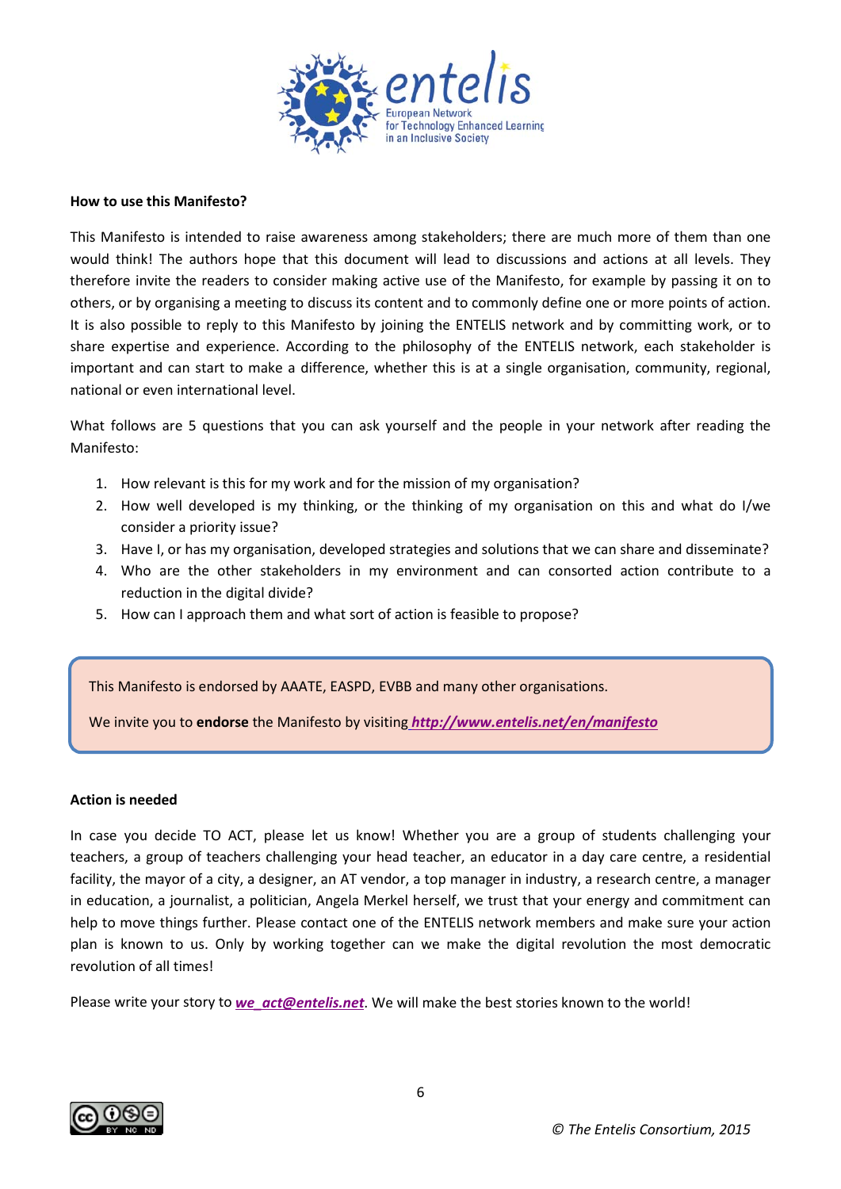**How to use this Manifesto?**

This Manifesto is intended to raise awareness among stakeholders; there are much more of them than one would think! The authors hope that this document will lead to discussions and actions at all levels. They therefore invite the readers to consider making active use of the Manifesto, for example by passing it on to others, or by organising a meeting to discuss its content and to commonly define one or more points of action. It is also possible to reply to this Manifesto by joining the ENTELIS network and by committing work, or to share expertise and experience. According to the philosophy of the ENTELIS network, each stakeholder is important and can start to make a difference, whether this is at a single organisation, community, regional, national or even international level.

What follows are 5 questions that you can ask yourself and the people in your network after reading the Manifesto:

1. How relevant is this for my work and for the mission of my organisation?
2. How well developed is my thinking, or the thinking of my organisation on this and what do I/we consider a priority issue?
3. Have I, or has my organisation, developed strategies and solutions that we can share and disseminate?
4. Who are the other stakeholders in my environment and can consorted action contribute to a reduction in the digital divide?
5. How can I approach them and what sort of action is feasible to propose?

This Manifesto is endorsed by AAATE, EASPD, EVBB and many other organisations.

We invite you to **endorse** the Manifesto by visiting ***http://www.entelis.net/en/manifesto***

**Action is needed**

In case you decide TO ACT, please let us know! Whether you are a group of students challenging your teachers, a group of teachers challenging your head teacher, an educator in a day care centre, a residential facility, the mayor of a city, a designer, an AT vendor, a top manager in industry, a research centre, a manager in education, a journalist, a politician, Angela Merkel herself, we trust that your energy and commitment can help to move things further. Please contact one of the ENTELIS network members and make sure your action plan is known to us. Only by working together can we make the digital revolution the most democratic revolution of all times!

Please write your story to ***we_act@entelis.net***. We will make the best stories known to the world!

*© The Entelis Consortium, 2015*